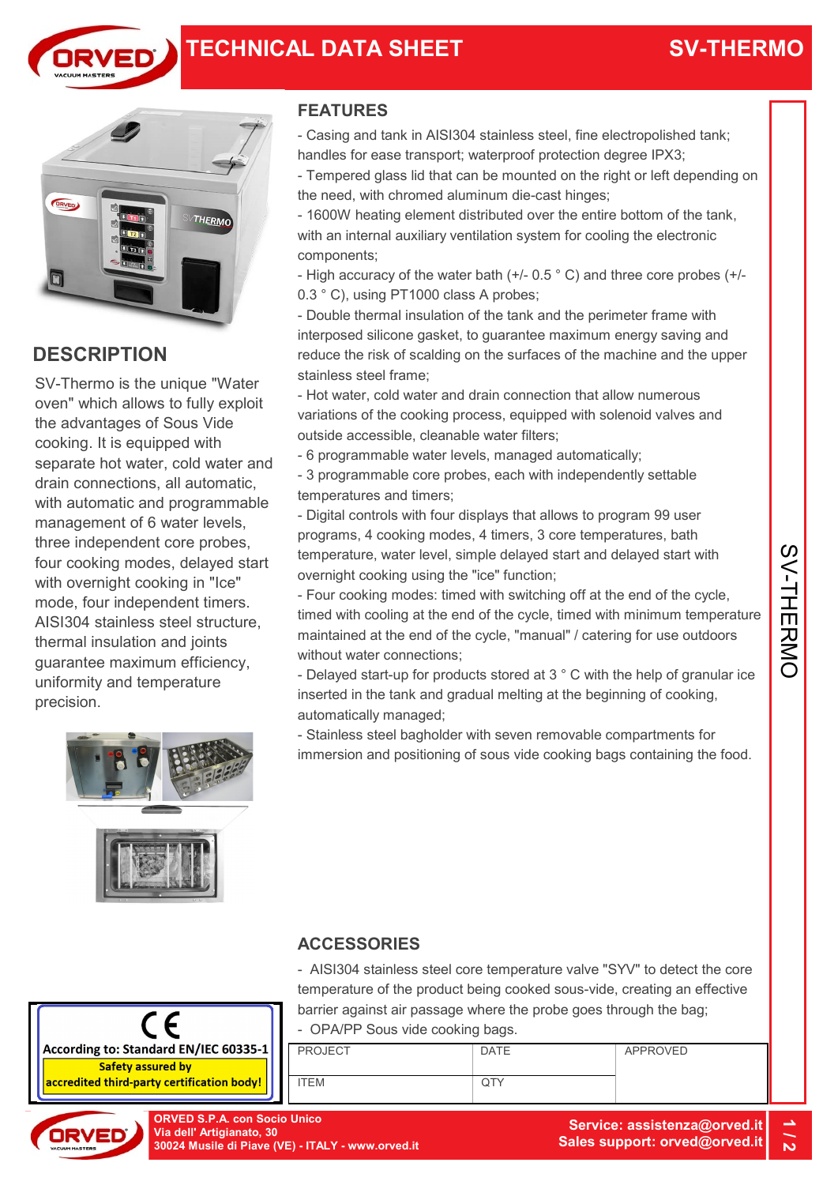# TECHNICAL DATA SHEET

# SV-THERMO

## DESCRIPTION

SV-Thermo is the unique "Water oven" which allows to fully exploit the advantages of Sous Vide cooking. It is equipped with separate hot water, cold water and drain connections, all automatic, with automatic and programmable management of 6 water levels, three independent core probes, four cooking modes, delayed start with overnight cooking in "Ice" mode, four independent timers. AISI304 stainless steel structure, thermal insulation and joints guarantee maximum efficiency, uniformity and temperature precision.

## FEATURES

- Casing and tank in AISI304 stainless steel, fine electropolished tank; handles for ease transport; waterproof protection degree IPX3;
- Tempered glass lid that can be mounted on the right or left depending on the need, with chromed aluminum die-cast hinges;
- 1600W heating element distributed over the entire bottom of the tank, with an internal auxiliary ventilation system for cooling the electronic components;
- High accuracy of the water bath (+/- 0.5 ° C) and three core probes (+/- 0.3 ° C), using PT1000 class A probes;
- Double thermal insulation of the tank and the perimeter frame with interposed silicone gasket, to guarantee maximum energy saving and reduce the risk of scalding on the surfaces of the machine and the upper stainless steel frame;
- Hot water, cold water and drain connection that allow numerous variations of the cooking process, equipped with solenoid valves and outside accessible, cleanable water filters;
- 6 programmable water levels, managed automatically;
- 3 programmable core probes, each with independently settable temperatures and timers;
- Digital controls with four displays that allows to program 99 user programs, 4 cooking modes, 4 timers, 3 core temperatures, bath temperature, water level, simple delayed start and delayed start with overnight cooking using the "ice" function;
- Four cooking modes: timed with switching off at the end of the cycle, timed with cooling at the end of the cycle, timed with minimum temperature maintained at the end of the cycle, "manual" / catering for use outdoors without water connections;
- Delayed start-up for products stored at 3 ° C with the help of granular ice inserted in the tank and gradual melting at the beginning of cooking, automatically managed;
- Stainless steel bagholder with seven removable compartments for immersion and positioning of sous vide cooking bags containing the food.

## ACCESSORIES

- AISI304 stainless steel core temperature valve "SYV" to detect the core temperature of the product being cooked sous-vide, creating an effective barrier against air passage where the probe goes through the bag;
- OPA/PP Sous vide cooking bags.

CE

According to: Standard EN/IEC 60335-1

**Safety assured by accredited third-party certification body!**

| PROJECT | DATE | APPROVED |
|---|---|---|
| ITEM | QTY | |

**ORVED S.P.A. con Socio Unico**
**Via dell' Artigianato, 30**
**30024 Musile di Piave (VE) - ITALY - www.orved.it**

**Service: assistenza@orved.it**
**Sales support: orved@orved.it**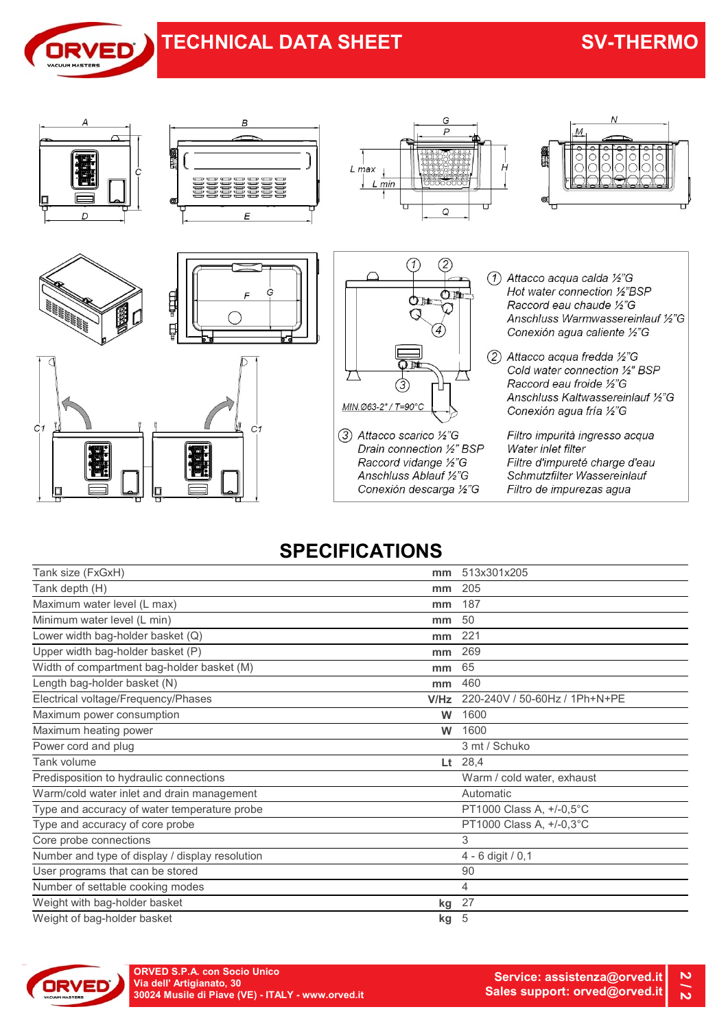# TECHNICAL DATA SHEET

## SV-THERMO

A B C D E G P H L max L min Q N M F G C1 C1

① Attacco acqua calda ½"G
Hot water connection ½"BSP
Raccord eau chaude ½"G
Anschluss Warmwassereinlauf ½"G
Conexión agua caliente ½"G

② Attacco acqua fredda ½"G
Cold water connection ½" BSP
Raccord eau froide ½"G
Anschluss Kaltwassereinlauf ½"G
Conexión agua fría ½"G

③ Attacco scarico ½"G
Drain connection ½" BSP
Raccord vidange ½"G
Anschluss Ablauf ½"G
Conexión descarga ½"G

④ Filtro impurità ingresso acqua
Water inlet filter
Filtre d'impureté charge d'eau
Schmutzfilter Wassereinlauf
Filtro de impurezas agua

MIN.Ø63-2" / T=90°C

## SPECIFICATIONS

| | | |
|---|---|---|
| Tank size (FxGxH) | mm | 513x301x205 |
| Tank depth (H) | mm | 205 |
| Maximum water level (L max) | mm | 187 |
| Minimum water level (L min) | mm | 50 |
| Lower width bag-holder basket (Q) | mm | 221 |
| Upper width bag-holder basket (P) | mm | 269 |
| Width of compartment bag-holder basket (M) | mm | 65 |
| Length bag-holder basket (N) | mm | 460 |
| Electrical voltage/Frequency/Phases | V/Hz | 220-240V / 50-60Hz / 1Ph+N+PE |
| Maximum power consumption | W | 1600 |
| Maximum heating power | W | 1600 |
| Power cord and plug | | 3 mt / Schuko |
| Tank volume | Lt | 28,4 |
| Predisposition to hydraulic connections | | Warm / cold water, exhaust |
| Warm/cold water inlet and drain management | | Automatic |
| Type and accuracy of water temperature probe | | PT1000 Class A, +/-0,5°C |
| Type and accuracy of core probe | | PT1000 Class A, +/-0,3°C |
| Core probe connections | | 3 |
| Number and type of display / display resolution | | 4 - 6 digit / 0,1 |
| User programs that can be stored | | 90 |
| Number of settable cooking modes | | 4 |
| Weight with bag-holder basket | kg | 27 |
| Weight of bag-holder basket | kg | 5 |

**ORVED S.P.A. con Socio Unico**
**Via dell' Artigianato, 30**
**30024 Musile di Piave (VE) - ITALY - www.orved.it**

**Service: assistenza@orved.it**
**Sales support: orved@orved.it**